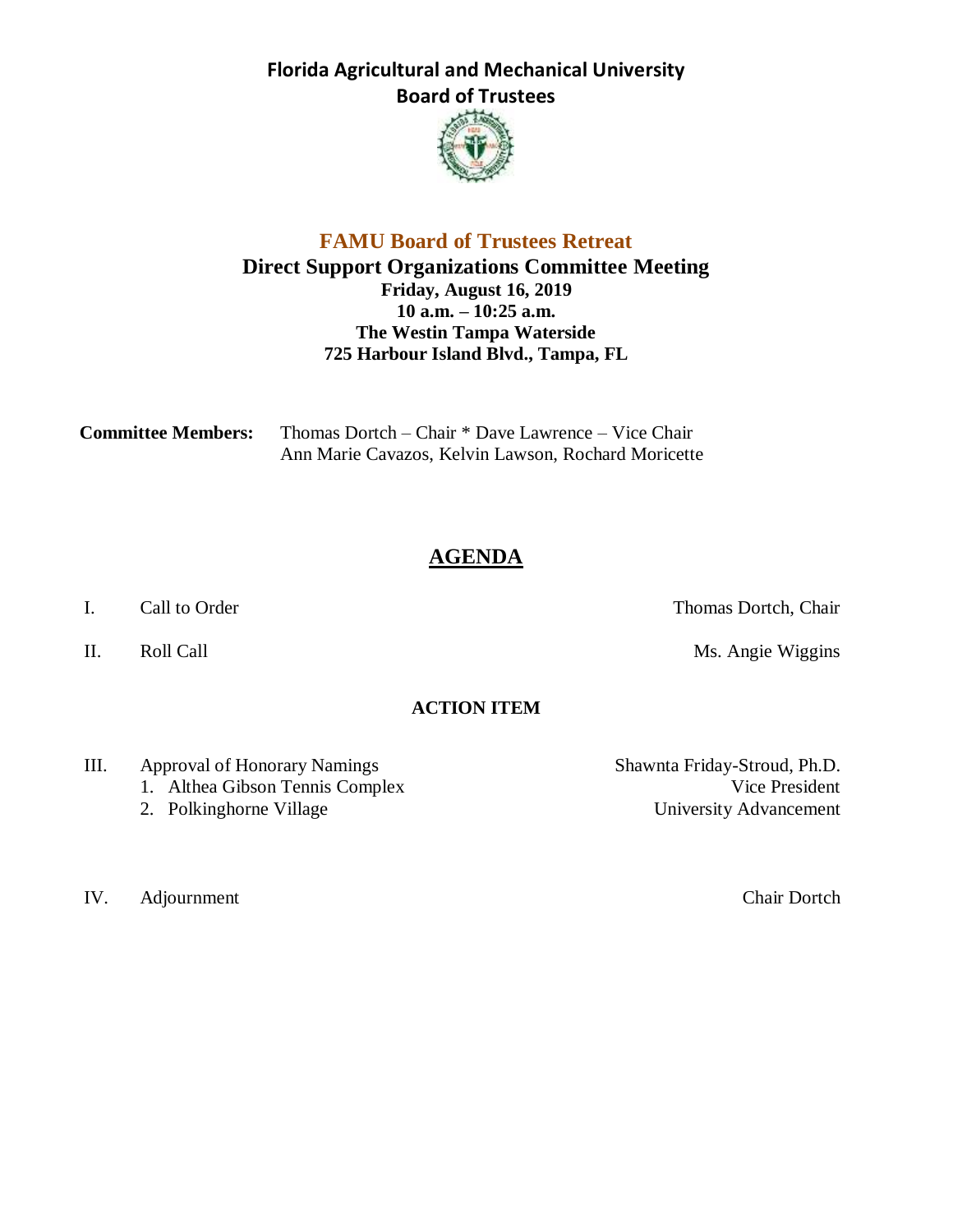**Florida Agricultural and Mechanical University**
**Board of Trustees**

# FAMU Board of Trustees Retreat

## Direct Support Organizations Committee Meeting

**Friday, August 16, 2019**
**10 a.m. – 10:25 a.m.**
**The Westin Tampa Waterside**
**725 Harbour Island Blvd., Tampa, FL**

**Committee Members:** Thomas Dortch – Chair * Dave Lawrence – Vice Chair
Ann Marie Cavazos, Kelvin Lawson, Rochard Moricette

## AGENDA

I. Call to Order — Thomas Dortch, Chair

II. Roll Call — Ms. Angie Wiggins

### ACTION ITEM

III. Approval of Honorary Namings — Shawnta Friday-Stroud, Ph.D., Vice President, University Advancement
1. Althea Gibson Tennis Complex
2. Polkinghorne Village

IV. Adjournment — Chair Dortch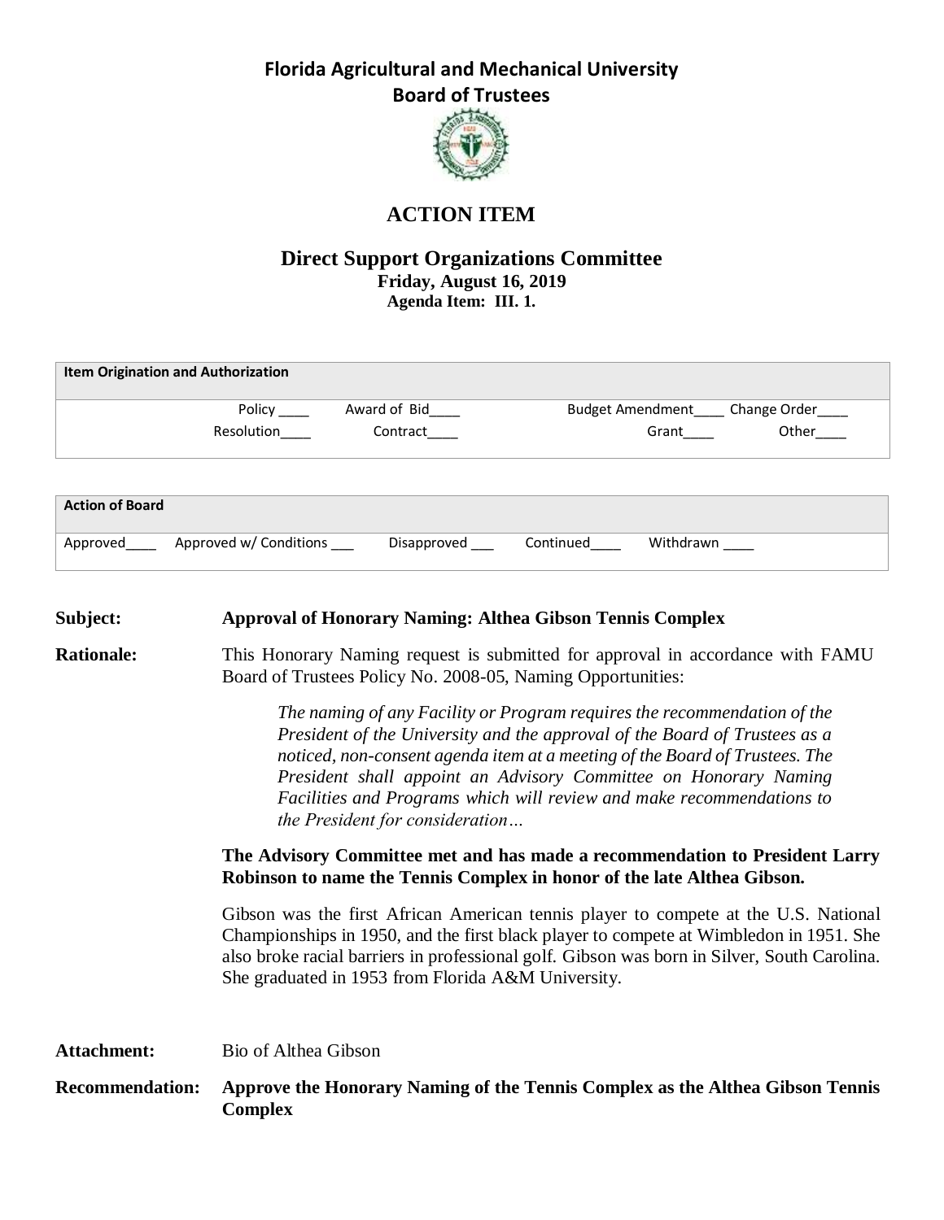# Florida Agricultural and Mechanical University
## Board of Trustees

# ACTION ITEM

## Direct Support Organizations Committee
**Friday, August 16, 2019**
**Agenda Item: III. 1.**

| Item Origination and Authorization | | | |
|---|---|---|---|
| Policy ____ | Award of Bid____ | Budget Amendment____ | Change Order____ |
| Resolution____ | Contract____ | Grant____ | Other____ |

| Action of Board | | | | |
|---|---|---|---|---|
| Approved____ | Approved w/ Conditions ___ | Disapproved ___ | Continued____ | Withdrawn ____ |

**Subject:** **Approval of Honorary Naming: Althea Gibson Tennis Complex**

**Rationale:** This Honorary Naming request is submitted for approval in accordance with FAMU Board of Trustees Policy No. 2008-05, Naming Opportunities:

> *The naming of any Facility or Program requires the recommendation of the President of the University and the approval of the Board of Trustees as a noticed, non-consent agenda item at a meeting of the Board of Trustees. The President shall appoint an Advisory Committee on Honorary Naming Facilities and Programs which will review and make recommendations to the President for consideration…*

**The Advisory Committee met and has made a recommendation to President Larry Robinson to name the Tennis Complex in honor of the late Althea Gibson.**

Gibson was the first African American tennis player to compete at the U.S. National Championships in 1950, and the first black player to compete at Wimbledon in 1951. She also broke racial barriers in professional golf. Gibson was born in Silver, South Carolina. She graduated in 1953 from Florida A&M University.

**Attachment:** Bio of Althea Gibson

**Recommendation:** **Approve the Honorary Naming of the Tennis Complex as the Althea Gibson Tennis Complex**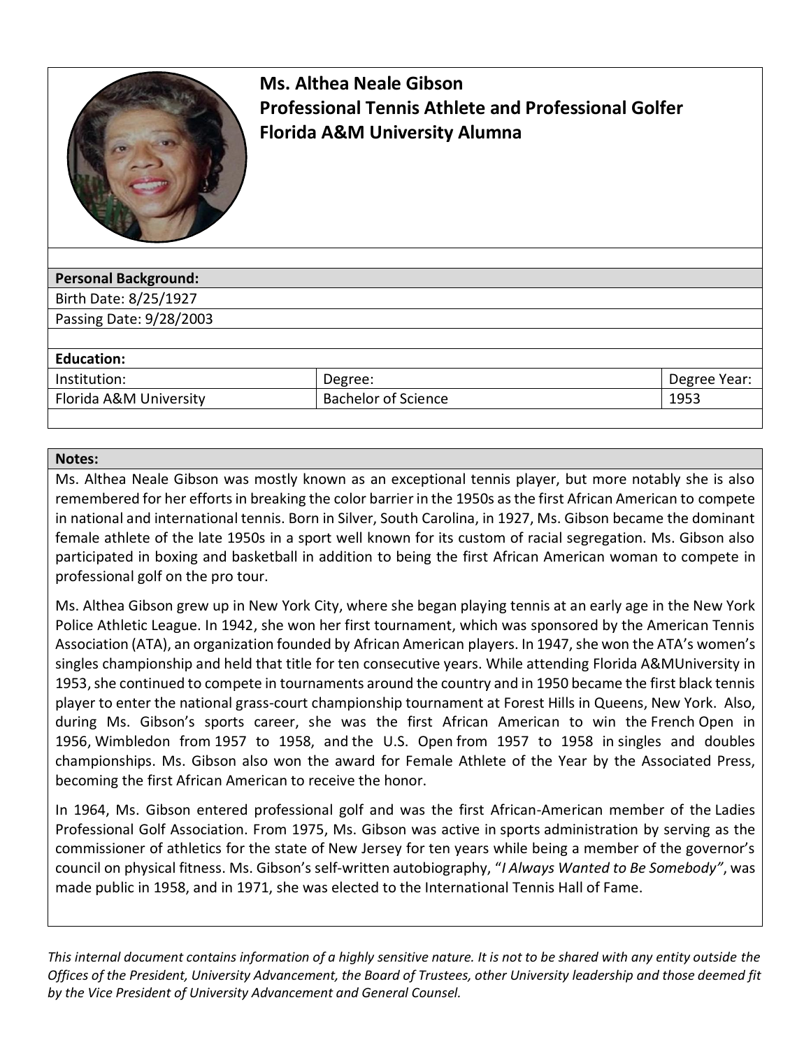**Ms. Althea Neale Gibson**
**Professional Tennis Athlete and Professional Golfer**
**Florida A&M University Alumna**

| **Personal Background:** | | |
|---|---|---|
| Birth Date: 8/25/1927 | | |
| Passing Date: 9/28/2003 | | |
| **Education:** | | |
| Institution: | Degree: | Degree Year: |
| Florida A&M University | Bachelor of Science | 1953 |

**Notes:**

Ms. Althea Neale Gibson was mostly known as an exceptional tennis player, but more notably she is also remembered for her efforts in breaking the color barrier in the 1950s as the first African American to compete in national and international tennis. Born in Silver, South Carolina, in 1927, Ms. Gibson became the dominant female athlete of the late 1950s in a sport well known for its custom of racial segregation. Ms. Gibson also participated in boxing and basketball in addition to being the first African American woman to compete in professional golf on the pro tour.

Ms. Althea Gibson grew up in New York City, where she began playing tennis at an early age in the New York Police Athletic League. In 1942, she won her first tournament, which was sponsored by the American Tennis Association (ATA), an organization founded by African American players. In 1947, she won the ATA's women's singles championship and held that title for ten consecutive years. While attending Florida A&MUniversity in 1953, she continued to compete in tournaments around the country and in 1950 became the first black tennis player to enter the national grass-court championship tournament at Forest Hills in Queens, New York. Also, during Ms. Gibson's sports career, she was the first African American to win the French Open in 1956, Wimbledon from 1957 to 1958, and the U.S. Open from 1957 to 1958 in singles and doubles championships. Ms. Gibson also won the award for Female Athlete of the Year by the Associated Press, becoming the first African American to receive the honor.

In 1964, Ms. Gibson entered professional golf and was the first African-American member of the Ladies Professional Golf Association. From 1975, Ms. Gibson was active in sports administration by serving as the commissioner of athletics for the state of New Jersey for ten years while being a member of the governor's council on physical fitness. Ms. Gibson's self-written autobiography, "*I Always Wanted to Be Somebody"*, was made public in 1958, and in 1971, she was elected to the International Tennis Hall of Fame.

*This internal document contains information of a highly sensitive nature. It is not to be shared with any entity outside the Offices of the President, University Advancement, the Board of Trustees, other University leadership and those deemed fit by the Vice President of University Advancement and General Counsel.*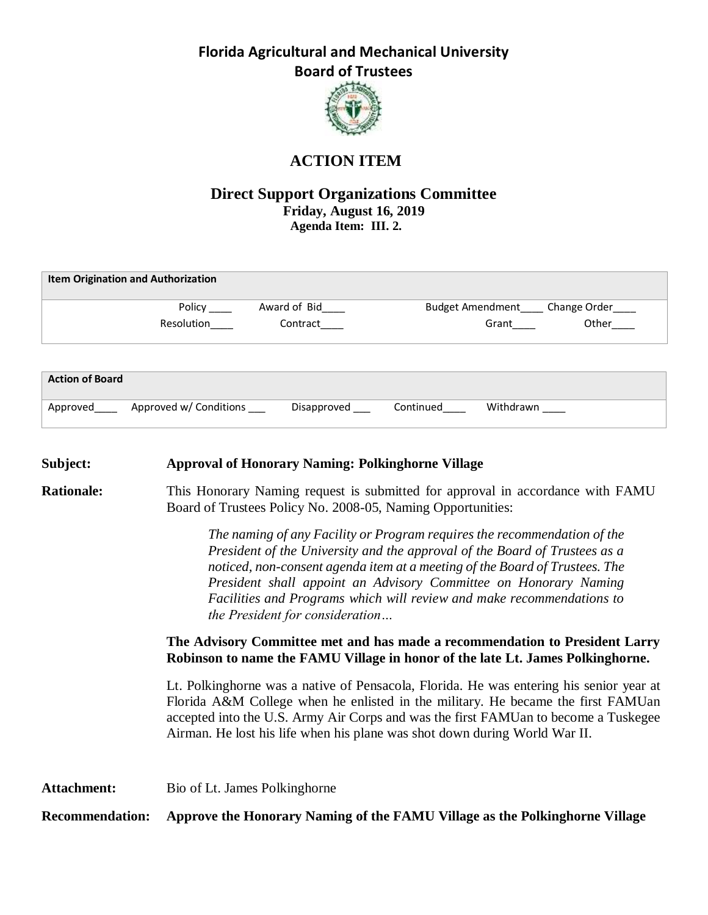# Florida Agricultural and Mechanical University
## Board of Trustees

## ACTION ITEM

### Direct Support Organizations Committee
**Friday, August 16, 2019**
**Agenda Item: III. 2.**

| Item Origination and Authorization | | | | |
|---|---|---|---|---|
| | Policy ____ | Award of Bid____ | Budget Amendment____ | Change Order____ |
| | Resolution____ | Contract____ | Grant____ | Other____ |

| Action of Board | | | | |
|---|---|---|---|---|
| Approved____ | Approved w/ Conditions ___ | Disapproved ___ | Continued____ | Withdrawn ____ |

**Subject:** **Approval of Honorary Naming: Polkinghorne Village**

**Rationale:** This Honorary Naming request is submitted for approval in accordance with FAMU Board of Trustees Policy No. 2008-05, Naming Opportunities:

> *The naming of any Facility or Program requires the recommendation of the President of the University and the approval of the Board of Trustees as a noticed, non-consent agenda item at a meeting of the Board of Trustees. The President shall appoint an Advisory Committee on Honorary Naming Facilities and Programs which will review and make recommendations to the President for consideration…*

**The Advisory Committee met and has made a recommendation to President Larry Robinson to name the FAMU Village in honor of the late Lt. James Polkinghorne.**

Lt. Polkinghorne was a native of Pensacola, Florida. He was entering his senior year at Florida A&M College when he enlisted in the military. He became the first FAMUan accepted into the U.S. Army Air Corps and was the first FAMUan to become a Tuskegee Airman. He lost his life when his plane was shot down during World War II.

**Attachment:** Bio of Lt. James Polkinghorne

**Recommendation:** **Approve the Honorary Naming of the FAMU Village as the Polkinghorne Village**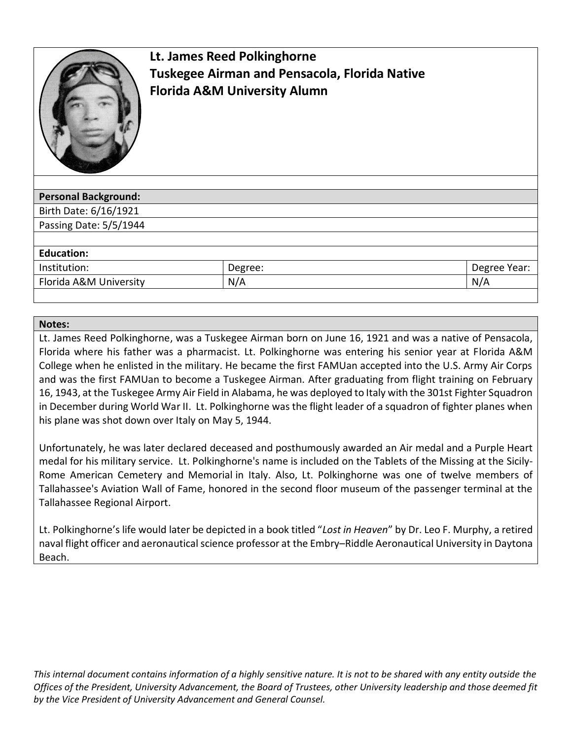**Lt. James Reed Polkinghorne**
**Tuskegee Airman and Pensacola, Florida Native**
**Florida A&M University Alumn**

**Personal Background:**

Birth Date: 6/16/1921

Passing Date: 5/5/1944

**Education:**

| Institution: | Degree: | Degree Year: |
|---|---|---|
| Florida A&M University | N/A | N/A |

**Notes:**

Lt. James Reed Polkinghorne, was a Tuskegee Airman born on June 16, 1921 and was a native of Pensacola, Florida where his father was a pharmacist. Lt. Polkinghorne was entering his senior year at Florida A&M College when he enlisted in the military. He became the first FAMUan accepted into the U.S. Army Air Corps and was the first FAMUan to become a Tuskegee Airman. After graduating from flight training on February 16, 1943, at the Tuskegee Army Air Field in Alabama, he was deployed to Italy with the 301st Fighter Squadron in December during World War II. Lt. Polkinghorne was the flight leader of a squadron of fighter planes when his plane was shot down over Italy on May 5, 1944.

Unfortunately, he was later declared deceased and posthumously awarded an Air medal and a Purple Heart medal for his military service. Lt. Polkinghorne's name is included on the Tablets of the Missing at the Sicily-Rome American Cemetery and Memorial in Italy. Also, Lt. Polkinghorne was one of twelve members of Tallahassee's Aviation Wall of Fame, honored in the second floor museum of the passenger terminal at the Tallahassee Regional Airport.

Lt. Polkinghorne's life would later be depicted in a book titled "*Lost in Heaven*" by Dr. Leo F. Murphy, a retired naval flight officer and aeronautical science professor at the Embry–Riddle Aeronautical University in Daytona Beach.

*This internal document contains information of a highly sensitive nature. It is not to be shared with any entity outside the Offices of the President, University Advancement, the Board of Trustees, other University leadership and those deemed fit by the Vice President of University Advancement and General Counsel.*